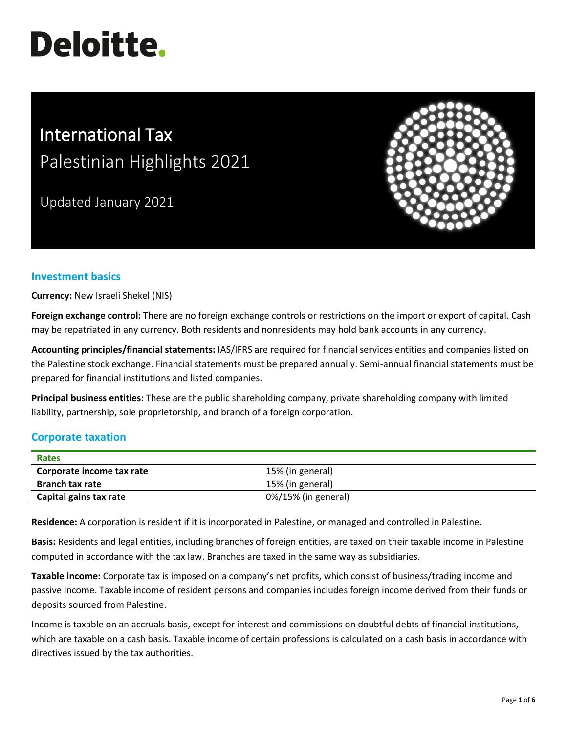Deloitte.

# International Tax

## Palestinian Highlights 2021

Updated January 2021

## Investment basics

**Currency:** New Israeli Shekel (NIS)

**Foreign exchange control:** There are no foreign exchange controls or restrictions on the import or export of capital. Cash may be repatriated in any currency. Both residents and nonresidents may hold bank accounts in any currency.

**Accounting principles/financial statements:** IAS/IFRS are required for financial services entities and companies listed on the Palestine stock exchange. Financial statements must be prepared annually. Semi-annual financial statements must be prepared for financial institutions and listed companies.

**Principal business entities:** These are the public shareholding company, private shareholding company with limited liability, partnership, sole proprietorship, and branch of a foreign corporation.

## Corporate taxation

| Rates | |
|---|---|
| **Corporate income tax rate** | 15% (in general) |
| **Branch tax rate** | 15% (in general) |
| **Capital gains tax rate** | 0%/15% (in general) |

**Residence:** A corporation is resident if it is incorporated in Palestine, or managed and controlled in Palestine.

**Basis:** Residents and legal entities, including branches of foreign entities, are taxed on their taxable income in Palestine computed in accordance with the tax law. Branches are taxed in the same way as subsidiaries.

**Taxable income:** Corporate tax is imposed on a company's net profits, which consist of business/trading income and passive income. Taxable income of resident persons and companies includes foreign income derived from their funds or deposits sourced from Palestine.

Income is taxable on an accruals basis, except for interest and commissions on doubtful debts of financial institutions, which are taxable on a cash basis. Taxable income of certain professions is calculated on a cash basis in accordance with directives issued by the tax authorities.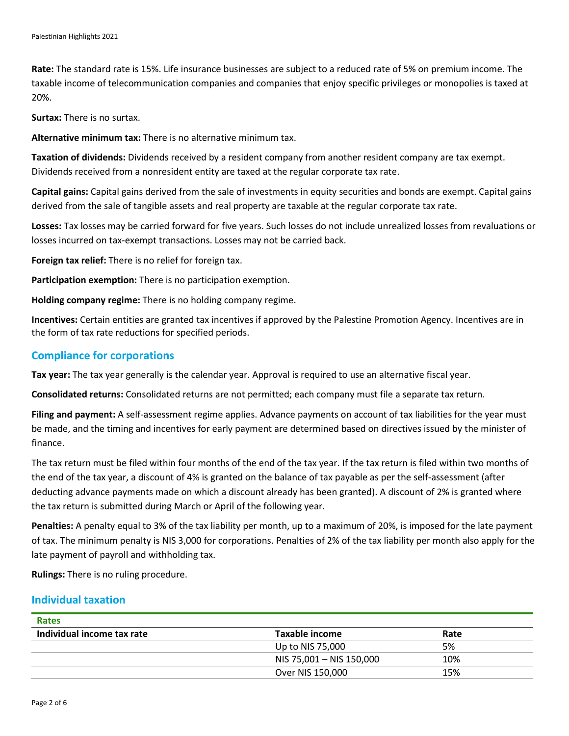**Rate:** The standard rate is 15%. Life insurance businesses are subject to a reduced rate of 5% on premium income. The taxable income of telecommunication companies and companies that enjoy specific privileges or monopolies is taxed at 20%.

**Surtax:** There is no surtax.

**Alternative minimum tax:** There is no alternative minimum tax.

**Taxation of dividends:** Dividends received by a resident company from another resident company are tax exempt. Dividends received from a nonresident entity are taxed at the regular corporate tax rate.

**Capital gains:** Capital gains derived from the sale of investments in equity securities and bonds are exempt. Capital gains derived from the sale of tangible assets and real property are taxable at the regular corporate tax rate.

**Losses:** Tax losses may be carried forward for five years. Such losses do not include unrealized losses from revaluations or losses incurred on tax-exempt transactions. Losses may not be carried back.

**Foreign tax relief:** There is no relief for foreign tax.

**Participation exemption:** There is no participation exemption.

**Holding company regime:** There is no holding company regime.

**Incentives:** Certain entities are granted tax incentives if approved by the Palestine Promotion Agency. Incentives are in the form of tax rate reductions for specified periods.

## Compliance for corporations

**Tax year:** The tax year generally is the calendar year. Approval is required to use an alternative fiscal year.

**Consolidated returns:** Consolidated returns are not permitted; each company must file a separate tax return.

**Filing and payment:** A self-assessment regime applies. Advance payments on account of tax liabilities for the year must be made, and the timing and incentives for early payment are determined based on directives issued by the minister of finance.

The tax return must be filed within four months of the end of the tax year. If the tax return is filed within two months of the end of the tax year, a discount of 4% is granted on the balance of tax payable as per the self-assessment (after deducting advance payments made on which a discount already has been granted). A discount of 2% is granted where the tax return is submitted during March or April of the following year.

**Penalties:** A penalty equal to 3% of the tax liability per month, up to a maximum of 20%, is imposed for the late payment of tax. The minimum penalty is NIS 3,000 for corporations. Penalties of 2% of the tax liability per month also apply for the late payment of payroll and withholding tax.

**Rulings:** There is no ruling procedure.

## Individual taxation

| Rates | | |
|---|---|---|
| **Individual income tax rate** | **Taxable income** | **Rate** |
| | Up to NIS 75,000 | 5% |
| | NIS 75,001 – NIS 150,000 | 10% |
| | Over NIS 150,000 | 15% |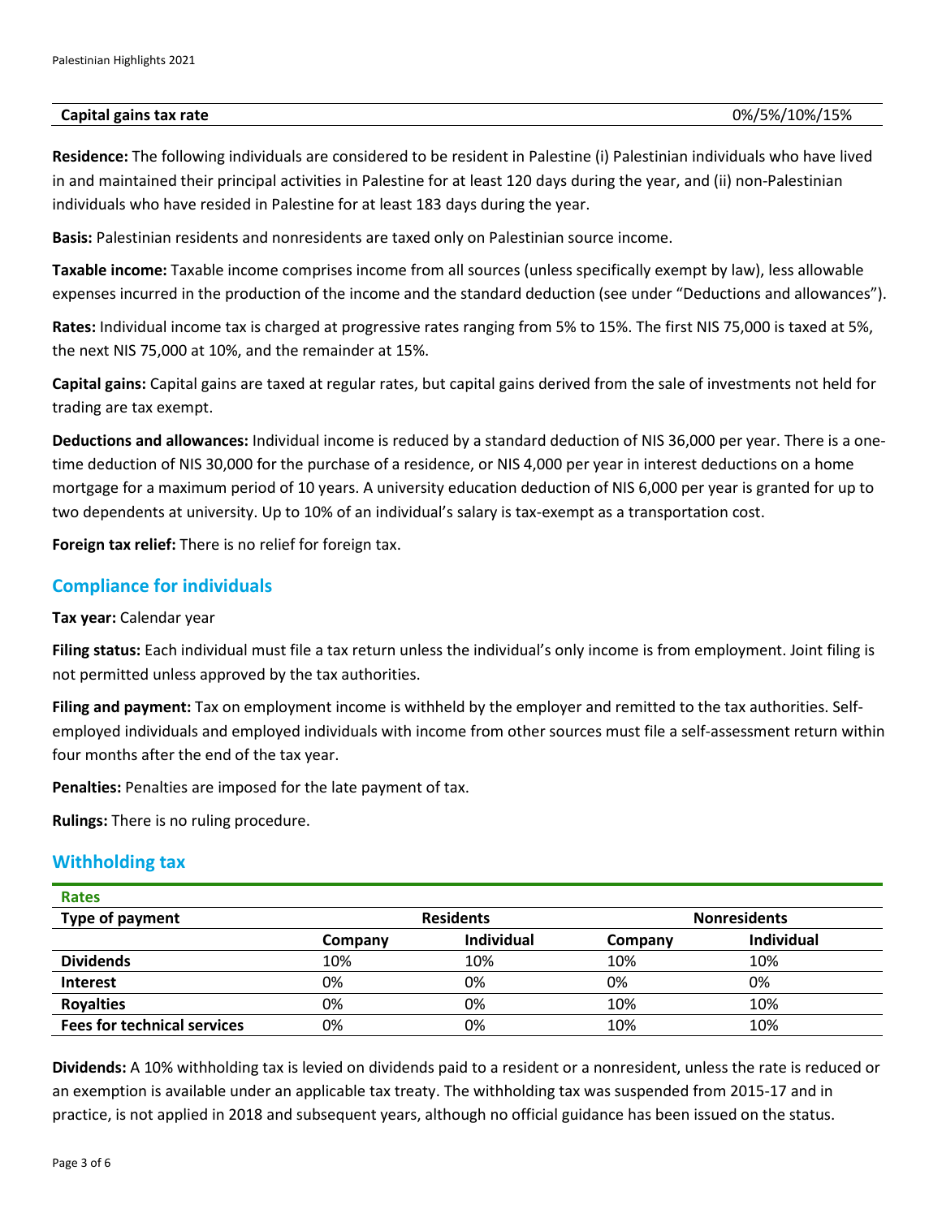| Capital gains tax rate | 0%/5%/10%/15% |
|---|---|

**Residence:** The following individuals are considered to be resident in Palestine (i) Palestinian individuals who have lived in and maintained their principal activities in Palestine for at least 120 days during the year, and (ii) non-Palestinian individuals who have resided in Palestine for at least 183 days during the year.

**Basis:** Palestinian residents and nonresidents are taxed only on Palestinian source income.

**Taxable income:** Taxable income comprises income from all sources (unless specifically exempt by law), less allowable expenses incurred in the production of the income and the standard deduction (see under "Deductions and allowances").

**Rates:** Individual income tax is charged at progressive rates ranging from 5% to 15%. The first NIS 75,000 is taxed at 5%, the next NIS 75,000 at 10%, and the remainder at 15%.

**Capital gains:** Capital gains are taxed at regular rates, but capital gains derived from the sale of investments not held for trading are tax exempt.

**Deductions and allowances:** Individual income is reduced by a standard deduction of NIS 36,000 per year. There is a one-time deduction of NIS 30,000 for the purchase of a residence, or NIS 4,000 per year in interest deductions on a home mortgage for a maximum period of 10 years. A university education deduction of NIS 6,000 per year is granted for up to two dependents at university. Up to 10% of an individual's salary is tax-exempt as a transportation cost.

**Foreign tax relief:** There is no relief for foreign tax.

## Compliance for individuals

**Tax year:** Calendar year

**Filing status:** Each individual must file a tax return unless the individual's only income is from employment. Joint filing is not permitted unless approved by the tax authorities.

**Filing and payment:** Tax on employment income is withheld by the employer and remitted to the tax authorities. Self-employed individuals and employed individuals with income from other sources must file a self-assessment return within four months after the end of the tax year.

**Penalties:** Penalties are imposed for the late payment of tax.

**Rulings:** There is no ruling procedure.

## Withholding tax

**Rates**

| Type of payment | Residents | | Nonresidents | |
|---|---|---|---|---|
| | Company | Individual | Company | Individual |
| **Dividends** | 10% | 10% | 10% | 10% |
| **Interest** | 0% | 0% | 0% | 0% |
| **Royalties** | 0% | 0% | 10% | 10% |
| **Fees for technical services** | 0% | 0% | 10% | 10% |

**Dividends:** A 10% withholding tax is levied on dividends paid to a resident or a nonresident, unless the rate is reduced or an exemption is available under an applicable tax treaty. The withholding tax was suspended from 2015-17 and in practice, is not applied in 2018 and subsequent years, although no official guidance has been issued on the status.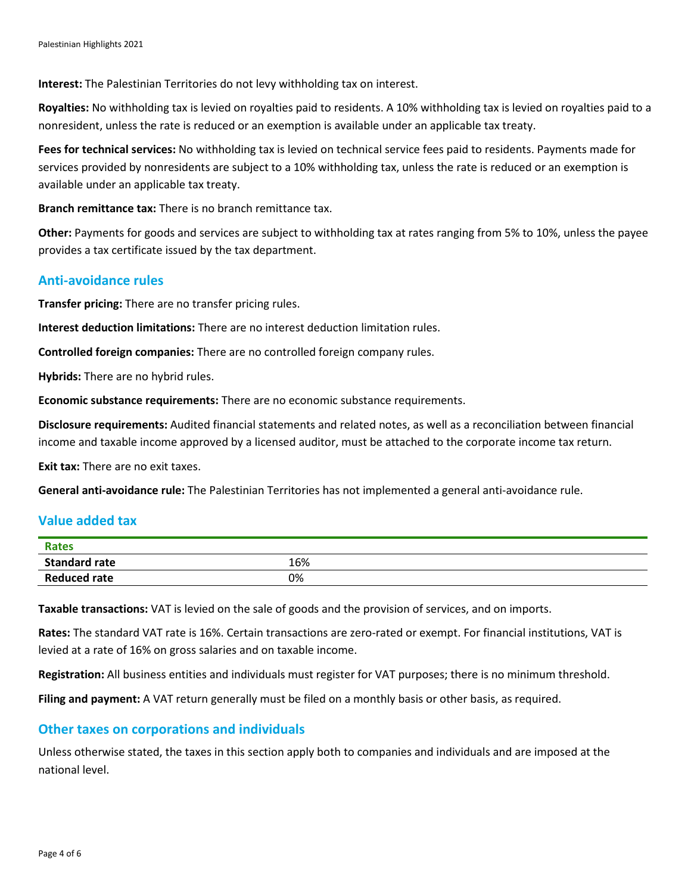**Interest:** The Palestinian Territories do not levy withholding tax on interest.

**Royalties:** No withholding tax is levied on royalties paid to residents. A 10% withholding tax is levied on royalties paid to a nonresident, unless the rate is reduced or an exemption is available under an applicable tax treaty.

**Fees for technical services:** No withholding tax is levied on technical service fees paid to residents. Payments made for services provided by nonresidents are subject to a 10% withholding tax, unless the rate is reduced or an exemption is available under an applicable tax treaty.

**Branch remittance tax:** There is no branch remittance tax.

**Other:** Payments for goods and services are subject to withholding tax at rates ranging from 5% to 10%, unless the payee provides a tax certificate issued by the tax department.

## Anti-avoidance rules

**Transfer pricing:** There are no transfer pricing rules.

**Interest deduction limitations:** There are no interest deduction limitation rules.

**Controlled foreign companies:** There are no controlled foreign company rules.

**Hybrids:** There are no hybrid rules.

**Economic substance requirements:** There are no economic substance requirements.

**Disclosure requirements:** Audited financial statements and related notes, as well as a reconciliation between financial income and taxable income approved by a licensed auditor, must be attached to the corporate income tax return.

**Exit tax:** There are no exit taxes.

**General anti-avoidance rule:** The Palestinian Territories has not implemented a general anti-avoidance rule.

## Value added tax

| Rates | |
|---|---|
| **Standard rate** | 16% |
| **Reduced rate** | 0% |

**Taxable transactions:** VAT is levied on the sale of goods and the provision of services, and on imports.

**Rates:** The standard VAT rate is 16%. Certain transactions are zero-rated or exempt. For financial institutions, VAT is levied at a rate of 16% on gross salaries and on taxable income.

**Registration:** All business entities and individuals must register for VAT purposes; there is no minimum threshold.

**Filing and payment:** A VAT return generally must be filed on a monthly basis or other basis, as required.

## Other taxes on corporations and individuals

Unless otherwise stated, the taxes in this section apply both to companies and individuals and are imposed at the national level.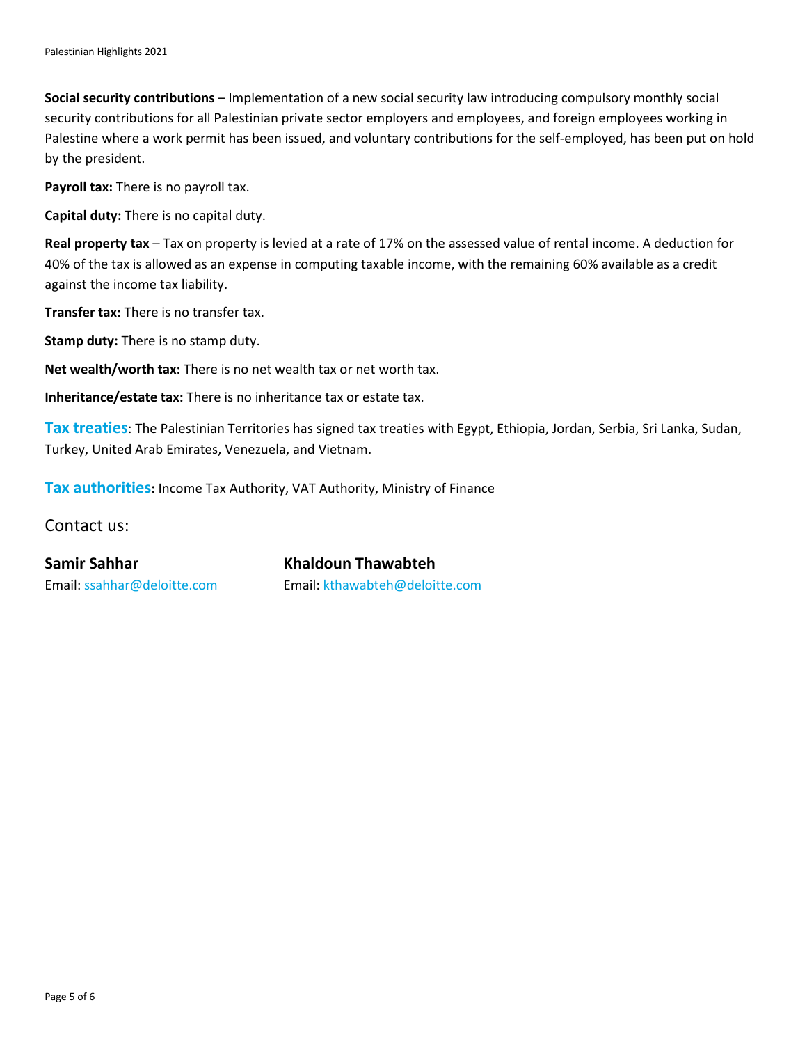**Social security contributions** – Implementation of a new social security law introducing compulsory monthly social security contributions for all Palestinian private sector employers and employees, and foreign employees working in Palestine where a work permit has been issued, and voluntary contributions for the self-employed, has been put on hold by the president.

**Payroll tax:** There is no payroll tax.

**Capital duty:** There is no capital duty.

**Real property tax** – Tax on property is levied at a rate of 17% on the assessed value of rental income. A deduction for 40% of the tax is allowed as an expense in computing taxable income, with the remaining 60% available as a credit against the income tax liability.

**Transfer tax:** There is no transfer tax.

**Stamp duty:** There is no stamp duty.

**Net wealth/worth tax:** There is no net wealth tax or net worth tax.

**Inheritance/estate tax:** There is no inheritance tax or estate tax.

**Tax treaties**: The Palestinian Territories has signed tax treaties with Egypt, Ethiopia, Jordan, Serbia, Sri Lanka, Sudan, Turkey, United Arab Emirates, Venezuela, and Vietnam.

**Tax authorities:** Income Tax Authority, VAT Authority, Ministry of Finance

## Contact us:

**Samir Sahhar**
Email: ssahhar@deloitte.com

**Khaldoun Thawabteh**
Email: kthawabteh@deloitte.com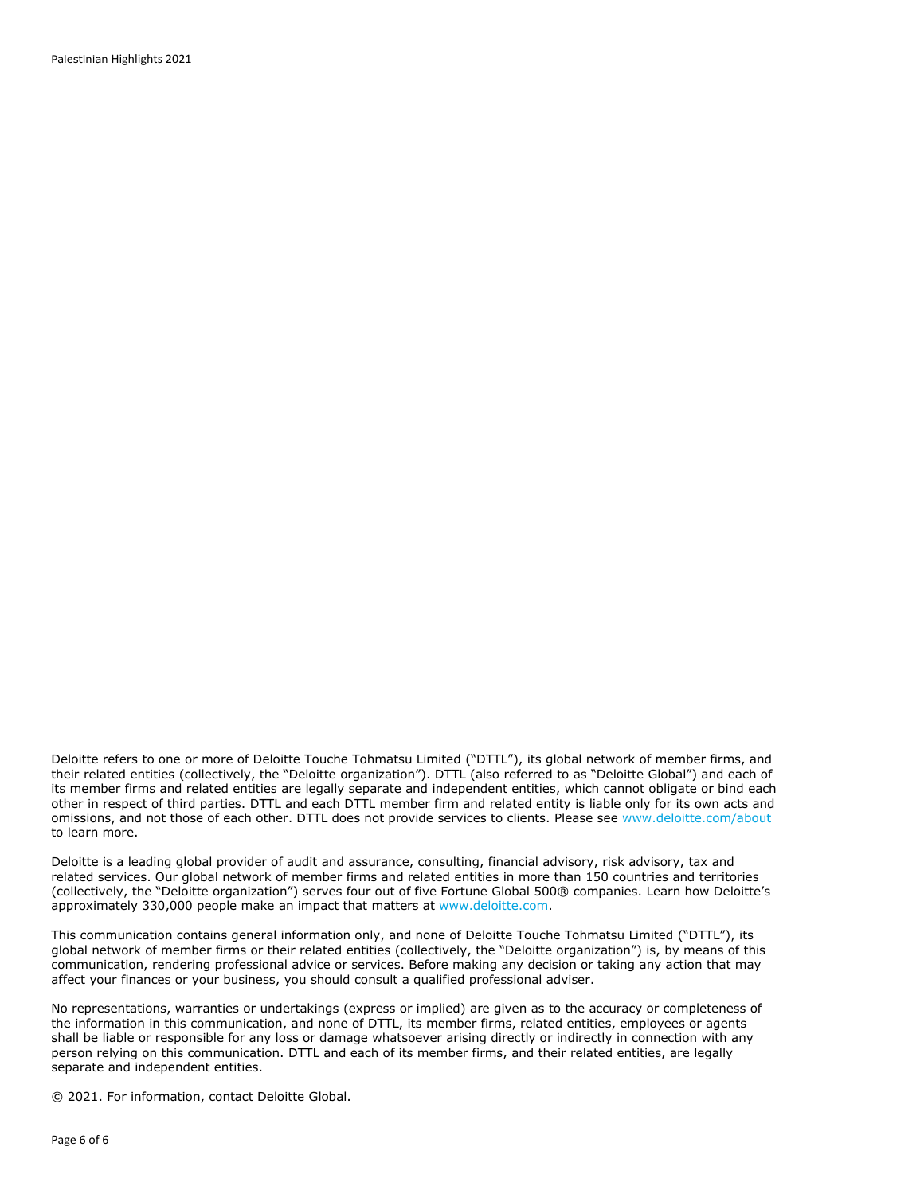Deloitte refers to one or more of Deloitte Touche Tohmatsu Limited ("DTTL"), its global network of member firms, and their related entities (collectively, the "Deloitte organization"). DTTL (also referred to as "Deloitte Global") and each of its member firms and related entities are legally separate and independent entities, which cannot obligate or bind each other in respect of third parties. DTTL and each DTTL member firm and related entity is liable only for its own acts and omissions, and not those of each other. DTTL does not provide services to clients. Please see www.deloitte.com/about to learn more.

Deloitte is a leading global provider of audit and assurance, consulting, financial advisory, risk advisory, tax and related services. Our global network of member firms and related entities in more than 150 countries and territories (collectively, the "Deloitte organization") serves four out of five Fortune Global 500® companies. Learn how Deloitte's approximately 330,000 people make an impact that matters at www.deloitte.com.

This communication contains general information only, and none of Deloitte Touche Tohmatsu Limited ("DTTL"), its global network of member firms or their related entities (collectively, the "Deloitte organization") is, by means of this communication, rendering professional advice or services. Before making any decision or taking any action that may affect your finances or your business, you should consult a qualified professional adviser.

No representations, warranties or undertakings (express or implied) are given as to the accuracy or completeness of the information in this communication, and none of DTTL, its member firms, related entities, employees or agents shall be liable or responsible for any loss or damage whatsoever arising directly or indirectly in connection with any person relying on this communication. DTTL and each of its member firms, and their related entities, are legally separate and independent entities.

© 2021. For information, contact Deloitte Global.